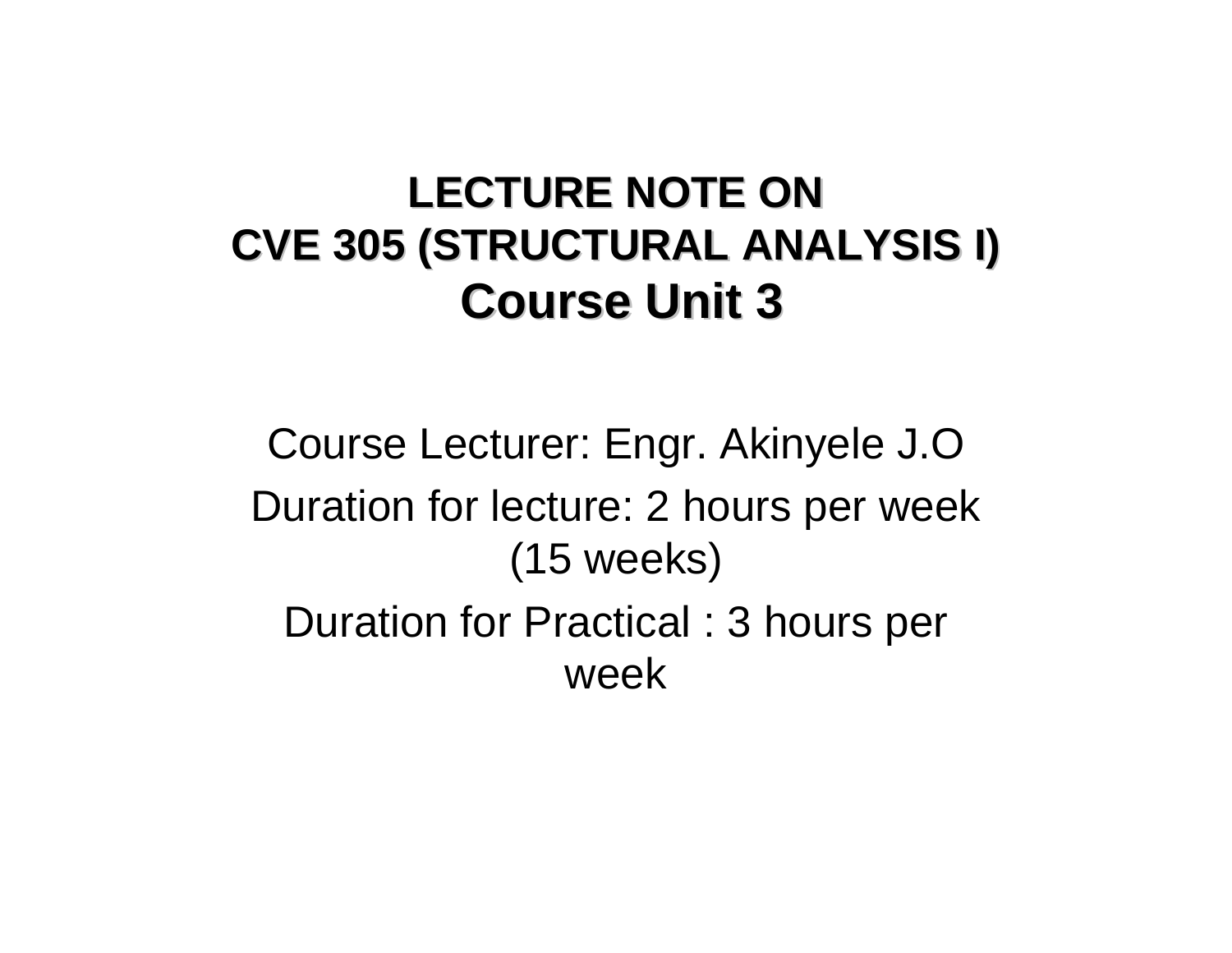# LECTURE NOTE ON
# CVE 305 (STRUCTURAL ANALYSIS I)
# Course Unit 3

Course Lecturer: Engr. Akinyele J.O

Duration for lecture: 2 hours per week (15 weeks)

Duration for Practical : 3 hours per week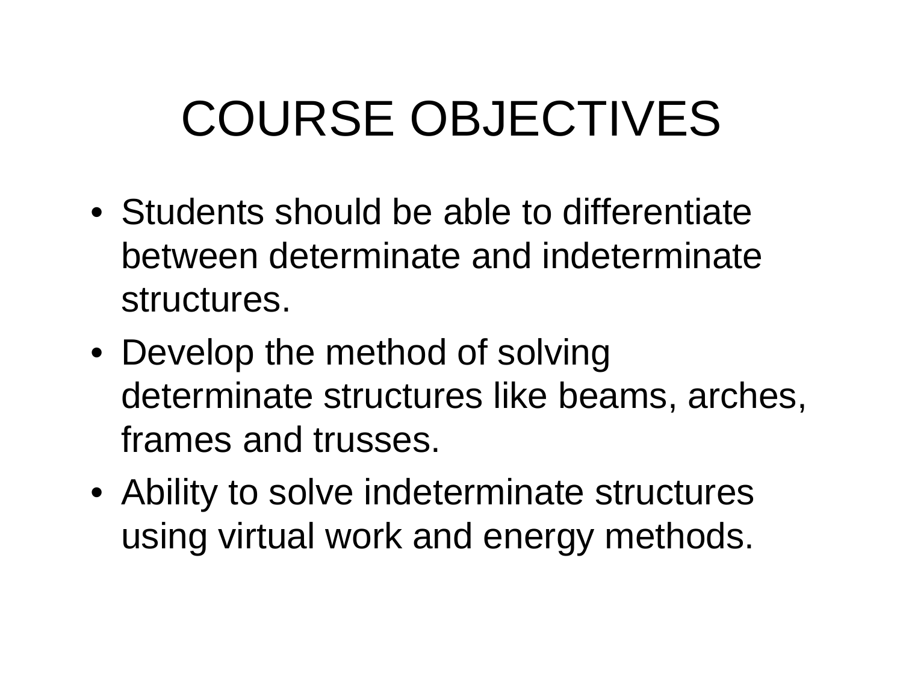# COURSE OBJECTIVES

- Students should be able to differentiate between determinate and indeterminate structures.
- Develop the method of solving determinate structures like beams, arches, frames and trusses.
- Ability to solve indeterminate structures using virtual work and energy methods.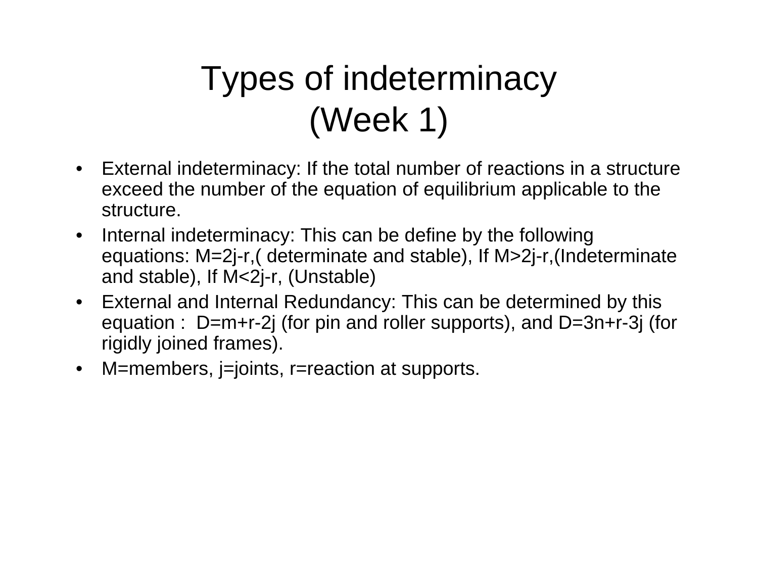# Types of indeterminacy (Week 1)

- External indeterminacy: If the total number of reactions in a structure exceed the number of the equation of equilibrium applicable to the structure.
- Internal indeterminacy: This can be define by the following equations: $M=2j-r$,( determinate and stable), If $M>2j-r$,(Indeterminate and stable), If $M<2j-r$, (Unstable)
- External and Internal Redundancy: This can be determined by this equation : $D=m+r-2j$ (for pin and roller supports), and $D=3n+r-3j$ (for rigidly joined frames).
- M=members, j=joints, r=reaction at supports.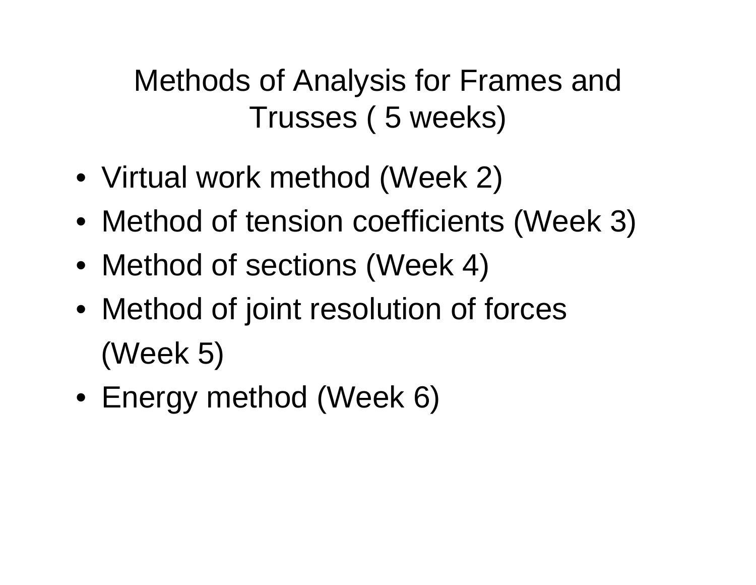# Methods of Analysis for Frames and Trusses ( 5 weeks)

- Virtual work method (Week 2)
- Method of tension coefficients (Week 3)
- Method of sections (Week 4)
- Method of joint resolution of forces (Week 5)
- Energy method (Week 6)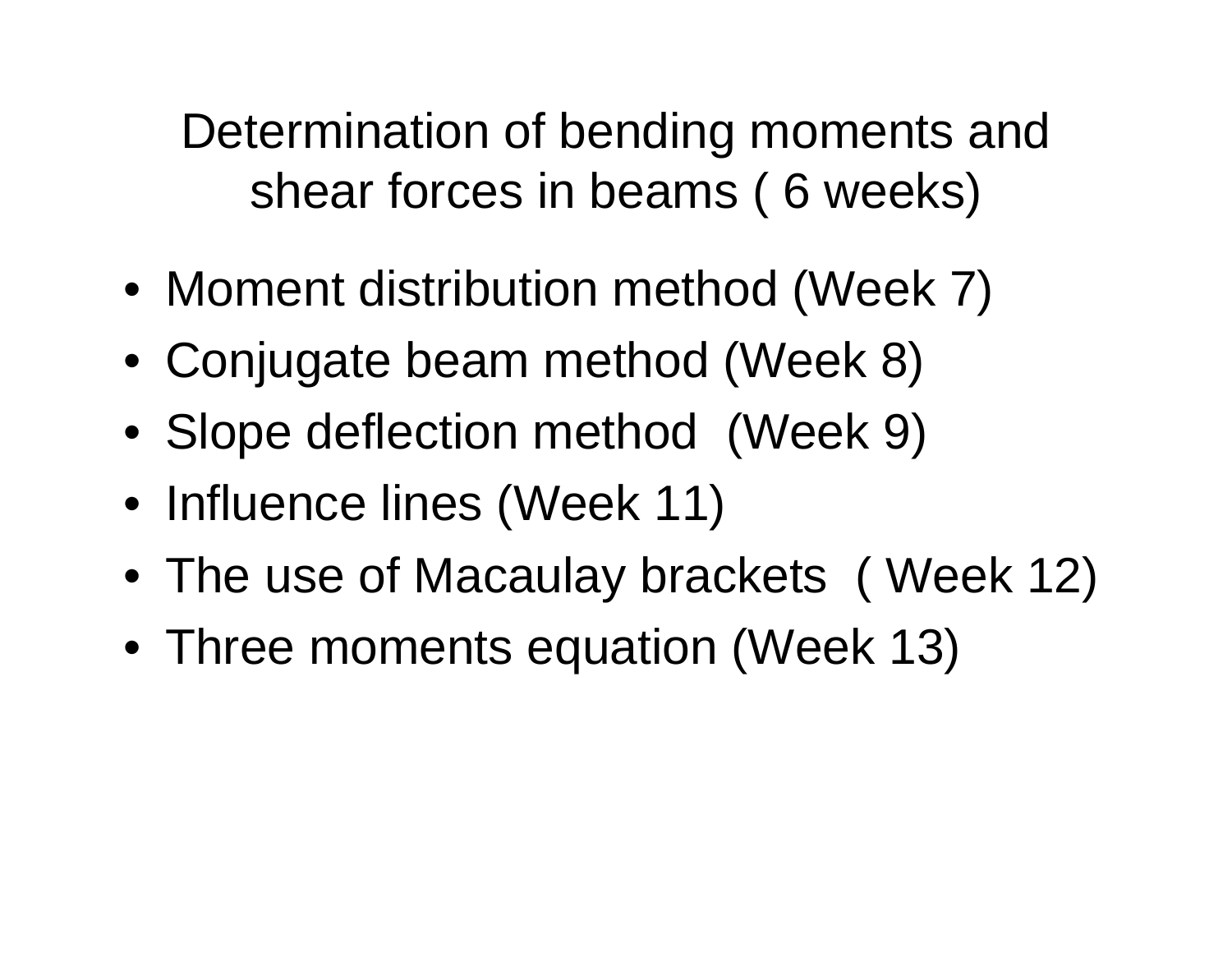# Determination of bending moments and shear forces in beams ( 6 weeks)

- Moment distribution method (Week 7)
- Conjugate beam method (Week 8)
- Slope deflection method (Week 9)
- Influence lines (Week 11)
- The use of Macaulay brackets ( Week 12)
- Three moments equation (Week 13)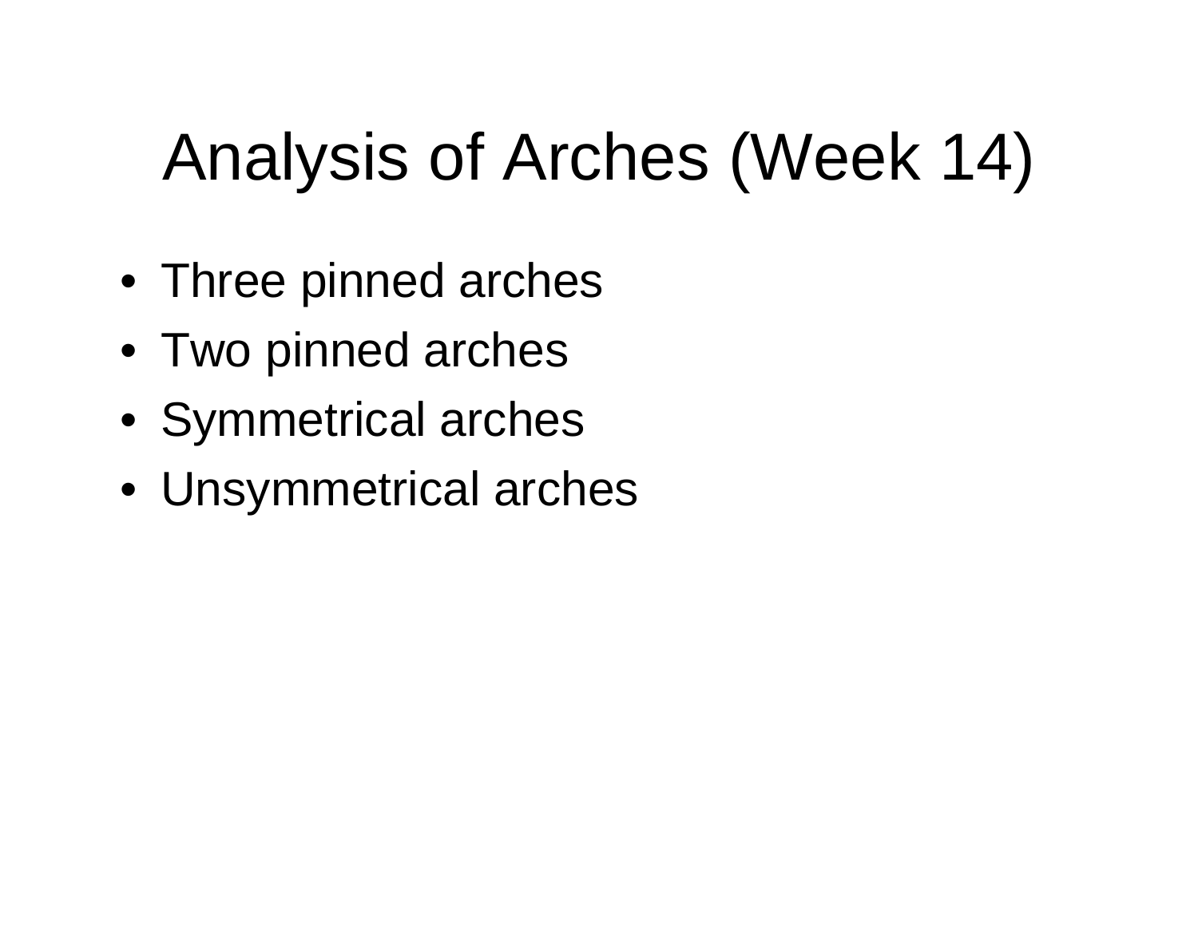# Analysis of Arches (Week 14)

- Three pinned arches
- Two pinned arches
- Symmetrical arches
- Unsymmetrical arches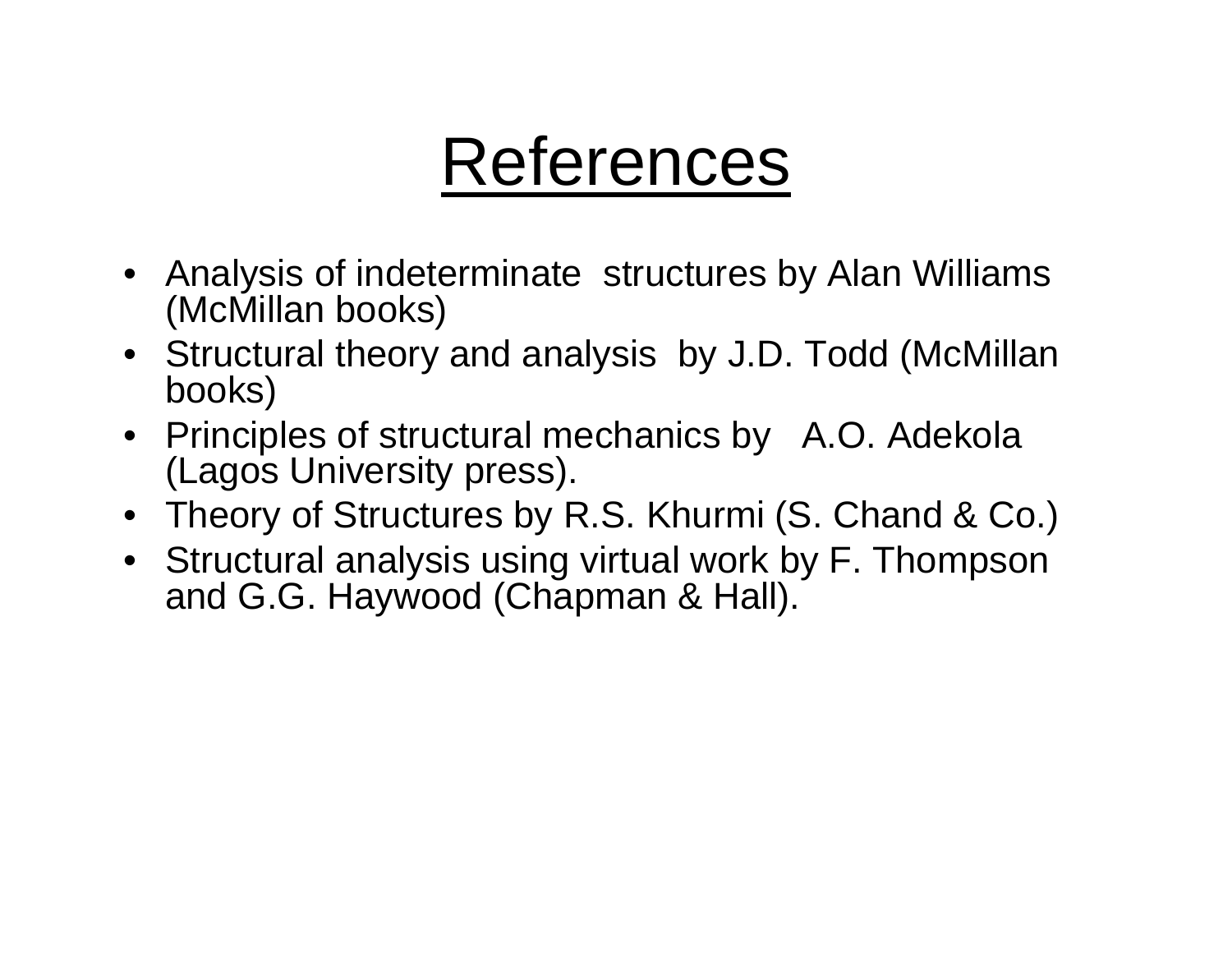# References

- Analysis of indeterminate  structures by Alan Williams (McMillan books)
- Structural theory and analysis  by J.D. Todd (McMillan books)
- Principles of structural mechanics by   A.O. Adekola (Lagos University press).
- Theory of Structures by R.S. Khurmi (S. Chand & Co.)
- Structural analysis using virtual work by F. Thompson and G.G. Haywood (Chapman & Hall).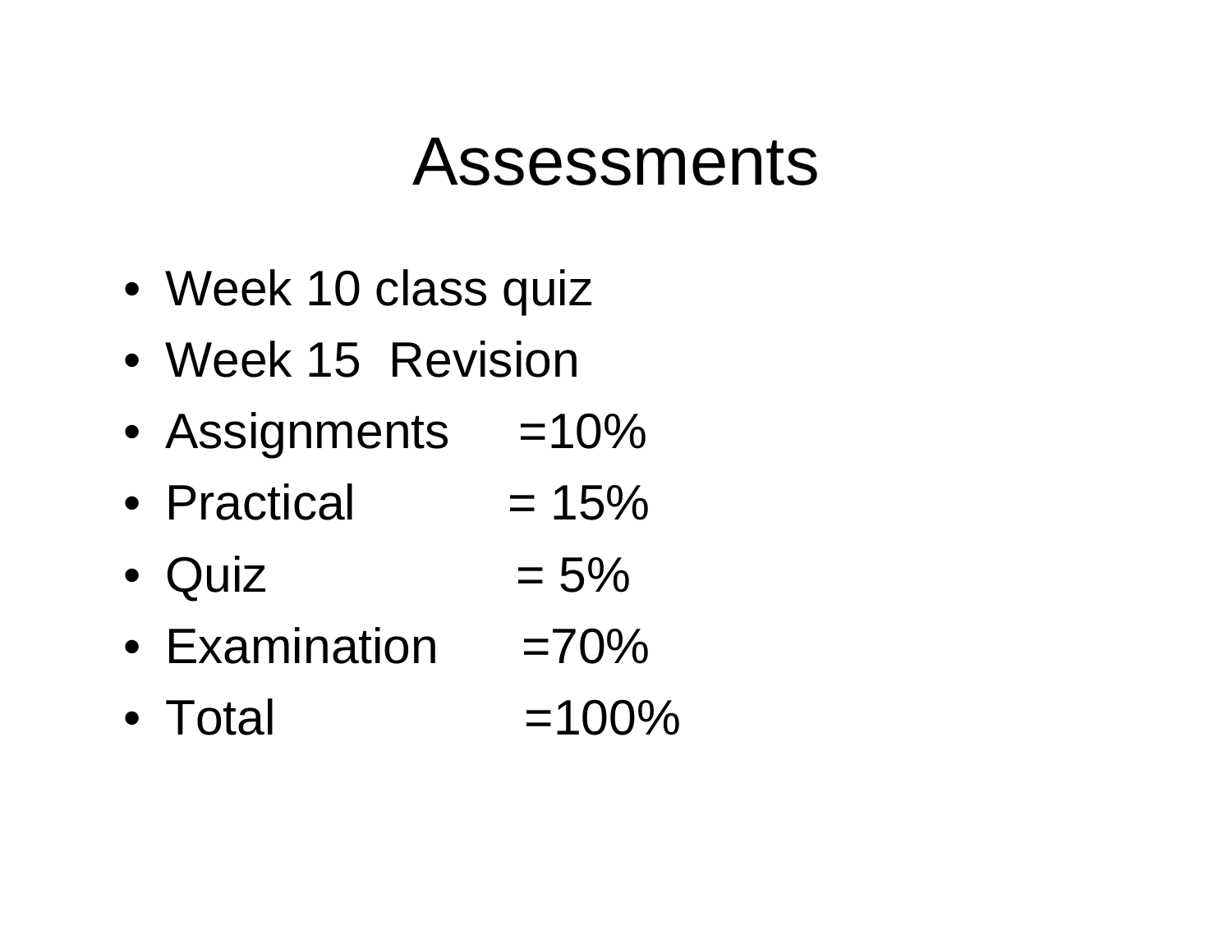# Assessments

- Week 10 class quiz
- Week 15 Revision
- Assignments =10%
- Practical = 15%
- Quiz = 5%
- Examination =70%
- Total =100%